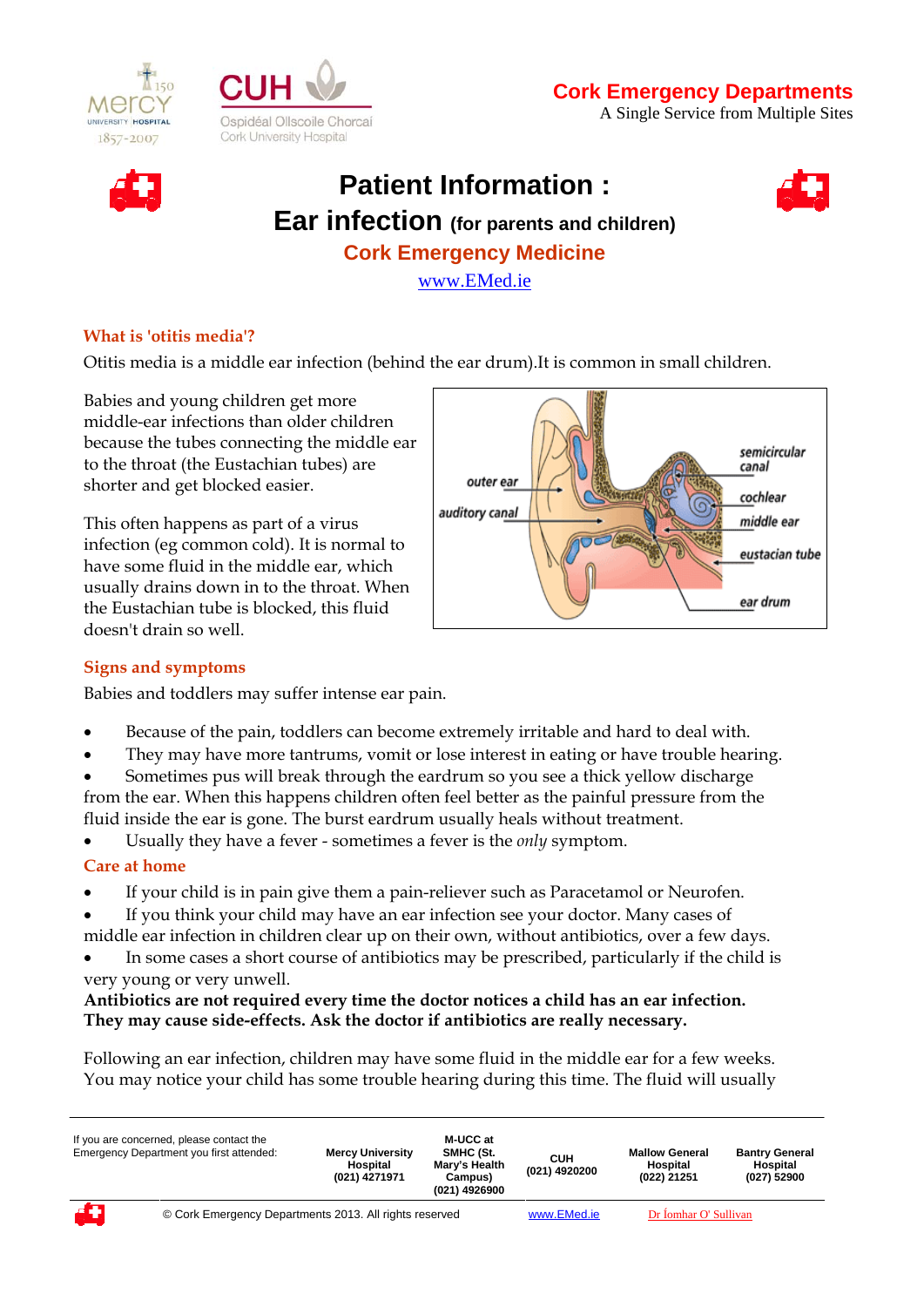**Cork Emergency Departments**
A Single Service from Multiple Sites

# Patient Information : Ear infection (for parents and children)

## Cork Emergency Medicine

www.EMed.ie

### What is 'otitis media'?

Otitis media is a middle ear infection (behind the ear drum).It is common in small children.

Babies and young children get more middle-ear infections than older children because the tubes connecting the middle ear to the throat (the Eustachian tubes) are shorter and get blocked easier.

This often happens as part of a virus infection (eg common cold). It is normal to have some fluid in the middle ear, which usually drains down in to the throat. When the Eustachian tube is blocked, this fluid doesn't drain so well.

### Signs and symptoms

Babies and toddlers may suffer intense ear pain.

- Because of the pain, toddlers can become extremely irritable and hard to deal with.
- They may have more tantrums, vomit or lose interest in eating or have trouble hearing.
- Sometimes pus will break through the eardrum so you see a thick yellow discharge from the ear. When this happens children often feel better as the painful pressure from the fluid inside the ear is gone. The burst eardrum usually heals without treatment.
- Usually they have a fever - sometimes a fever is the *only* symptom.

### Care at home

- If your child is in pain give them a pain-reliever such as Paracetamol or Neurofen.
- If you think your child may have an ear infection see your doctor. Many cases of middle ear infection in children clear up on their own, without antibiotics, over a few days.
- In some cases a short course of antibiotics may be prescribed, particularly if the child is very young or very unwell.

**Antibiotics are not required every time the doctor notices a child has an ear infection. They may cause side-effects. Ask the doctor if antibiotics are really necessary.**

Following an ear infection, children may have some fluid in the middle ear for a few weeks. You may notice your child has some trouble hearing during this time. The fluid will usually

| If you are concerned, please contact the Emergency Department you first attended: | Mercy University Hospital (021) 4271971 | M-UCC at SMHC (St. Mary's Health Campus) (021) 4926900 | CUH (021) 4920200 | Mallow General Hospital (022) 21251 | Bantry General Hospital (027) 52900 |
|---|---|---|---|---|---|

© Cork Emergency Departments 2013. All rights reserved www.EMed.ie Dr Íomhar O' Sullivan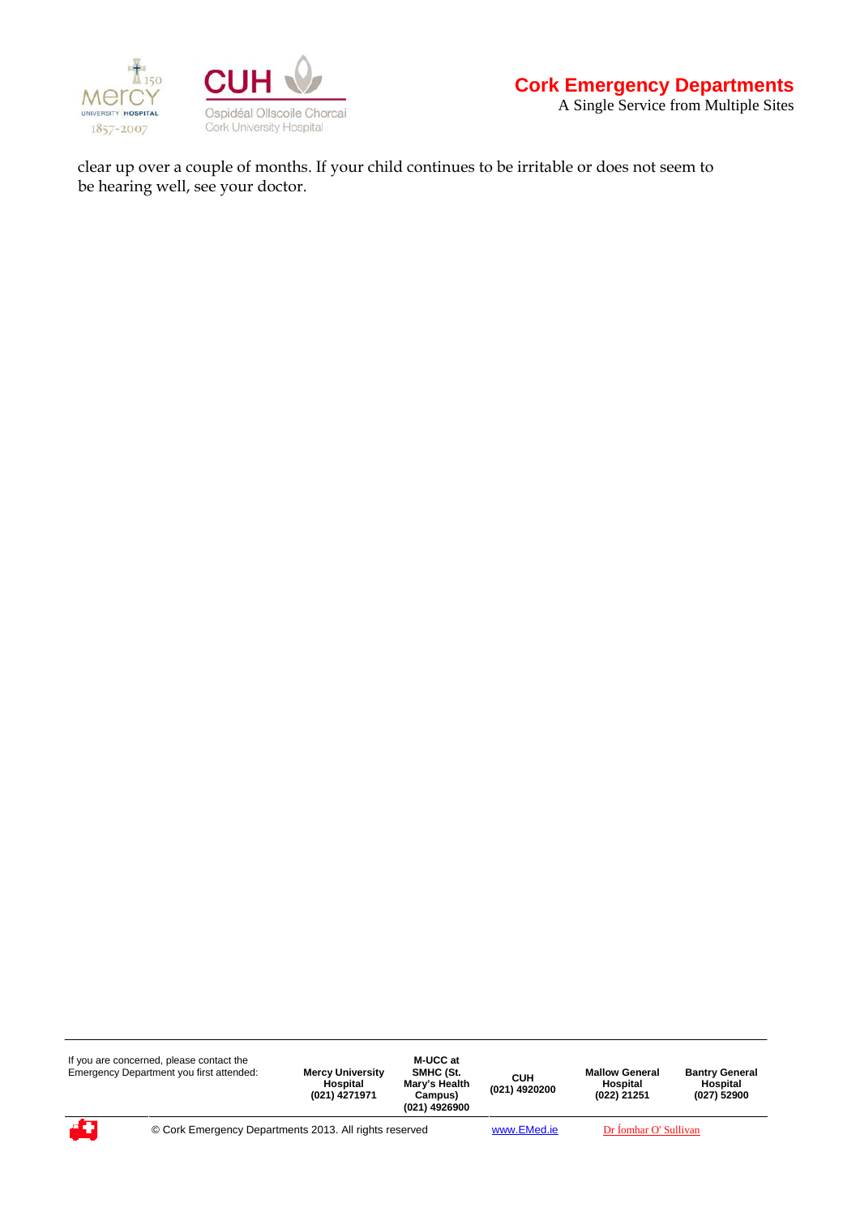clear up over a couple of months. If your child continues to be irritable or does not seem to be hearing well, see your doctor.